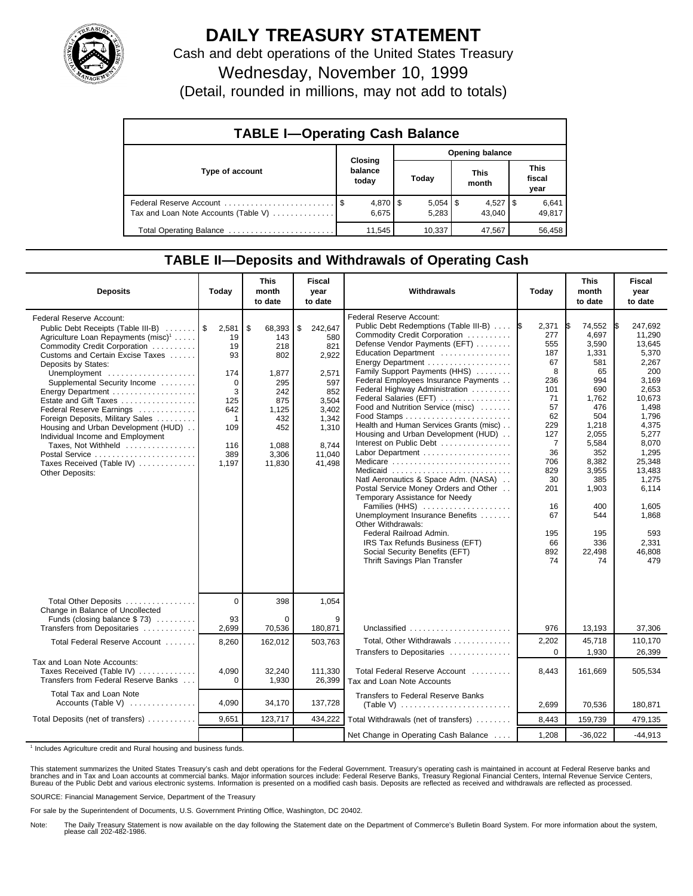# DAILY TREASURY STATEMENT

Cash and debt operations of the United States Treasury

Wednesday, November 10, 1999

(Detail, rounded in millions, may not add to totals)

## TABLE I—Operating Cash Balance

| Type of account | Closing balance today | Opening balance Today | This month | This fiscal year |
|---|---|---|---|---|
| Federal Reserve Account | $ 4,870 | $ 5,054 | $ 4,527 | $ 6,641 |
| Tax and Loan Note Accounts (Table V) | 6,675 | 5,283 | 43,040 | 49,817 |
| Total Operating Balance | 11,545 | 10,337 | 47,567 | 56,458 |

## TABLE II—Deposits and Withdrawals of Operating Cash

| Deposits | Today | This month to date | Fiscal year to date |
|---|---|---|---|
| Federal Reserve Account: | | | |
| Public Debt Receipts (Table III-B) | $ 2,581 | $ 68,393 | $ 242,647 |
| Agriculture Loan Repayments (misc)[1] | 19 | 143 | 580 |
| Commodity Credit Corporation | 19 | 218 | 821 |
| Customs and Certain Excise Taxes | 93 | 802 | 2,922 |
| Deposits by States: | | | |
| Unemployment | 174 | 1,877 | 2,571 |
| Supplemental Security Income | 0 | 295 | 597 |
| Energy Department | 3 | 242 | 852 |
| Estate and Gift Taxes | 125 | 875 | 3,504 |
| Federal Reserve Earnings | 642 | 1,125 | 3,402 |
| Foreign Deposits, Military Sales | 1 | 432 | 1,342 |
| Housing and Urban Development (HUD) | 109 | 452 | 1,310 |
| Individual Income and Employment Taxes, Not Withheld | 116 | 1,088 | 8,744 |
| Postal Service | 389 | 3,306 | 11,040 |
| Taxes Received (Table IV) | 1,197 | 11,830 | 41,498 |
| Other Deposits: | | | |
| Total Other Deposits | 0 | 398 | 1,054 |
| Change in Balance of Uncollected Funds (closing balance $ 73) | 93 | 0 | 9 |
| Transfers from Depositaries | 2,699 | 70,536 | 180,871 |
| Total Federal Reserve Account | 8,260 | 162,012 | 503,763 |
| Tax and Loan Note Accounts: | | | |
| Taxes Received (Table IV) | 4,090 | 32,240 | 111,330 |
| Transfers from Federal Reserve Banks | 0 | 1,930 | 26,399 |
| Total Tax and Loan Note Accounts (Table V) | 4,090 | 34,170 | 137,728 |
| Total Deposits (net of transfers) | 9,651 | 123,717 | 434,222 |

| Withdrawals | Today | This month to date | Fiscal year to date |
|---|---|---|---|
| Federal Reserve Account: | | | |
| Public Debt Redemptions (Table III-B) | $ 2,371 | $ 74,552 | $ 247,692 |
| Commodity Credit Corporation | 277 | 4,697 | 11,290 |
| Defense Vendor Payments (EFT) | 555 | 3,590 | 13,645 |
| Education Department | 187 | 1,331 | 5,370 |
| Energy Department | 67 | 581 | 2,267 |
| Family Support Payments (HHS) | 8 | 65 | 200 |
| Federal Employees Insurance Payments | 236 | 994 | 3,169 |
| Federal Highway Administration | 101 | 690 | 2,653 |
| Federal Salaries (EFT) | 71 | 1,762 | 10,673 |
| Food and Nutrition Service (misc) | 57 | 476 | 1,498 |
| Food Stamps | 62 | 504 | 1,796 |
| Health and Human Services Grants (misc) | 229 | 1,218 | 4,375 |
| Housing and Urban Development (HUD) | 127 | 2,055 | 5,277 |
| Interest on Public Debt | 7 | 5,584 | 8,070 |
| Labor Department | 36 | 352 | 1,295 |
| Medicare | 706 | 8,382 | 25,348 |
| Medicaid | 829 | 3,955 | 13,483 |
| Natl Aeronautics & Space Adm. (NASA) | 30 | 385 | 1,275 |
| Postal Service Money Orders and Other | 201 | 1,903 | 6,114 |
| Temporary Assistance for Needy Families (HHS) | 16 | 400 | 1,605 |
| Unemployment Insurance Benefits | 67 | 544 | 1,868 |
| Other Withdrawals: | | | |
| Federal Railroad Admin. | 195 | 195 | 593 |
| IRS Tax Refunds Business (EFT) | 66 | 336 | 2,331 |
| Social Security Benefits (EFT) | 892 | 22,498 | 46,808 |
| Thrift Savings Plan Transfer | 74 | 74 | 479 |
| Unclassified | 976 | 13,193 | 37,306 |
| Total, Other Withdrawals | 2,202 | 45,718 | 110,170 |
| Transfers to Depositaries | 0 | 1,930 | 26,399 |
| Total Federal Reserve Account | 8,443 | 161,669 | 505,534 |
| Tax and Loan Note Accounts | | | |
| Transfers to Federal Reserve Banks (Table V) | 2,699 | 70,536 | 180,871 |
| Total Withdrawals (net of transfers) | 8,443 | 159,739 | 479,135 |
| Net Change in Operating Cash Balance | 1,208 | -36,022 | -44,913 |

[1] Includes Agriculture credit and Rural housing and business funds.

This statement summarizes the United States Treasury's cash and debt operations for the Federal Government. Treasury's operating cash is maintained in account at Federal Reserve banks and branches and in Tax and Loan accounts at commercial banks. Major information sources include: Federal Reserve Banks, Treasury Regional Financial Centers, Internal Revenue Service Centers, Bureau of the Public Debt and various electronic systems. Information is presented on a modified cash basis. Deposits are reflected as received and withdrawals are reflected as processed.

SOURCE: Financial Management Service, Department of the Treasury

For sale by the Superintendent of Documents, U.S. Government Printing Office, Washington, DC 20402.

Note: The Daily Treasury Statement is now available on the day following the Statement date on the Department of Commerce's Bulletin Board System. For more information about the system, please call 202-482-1986.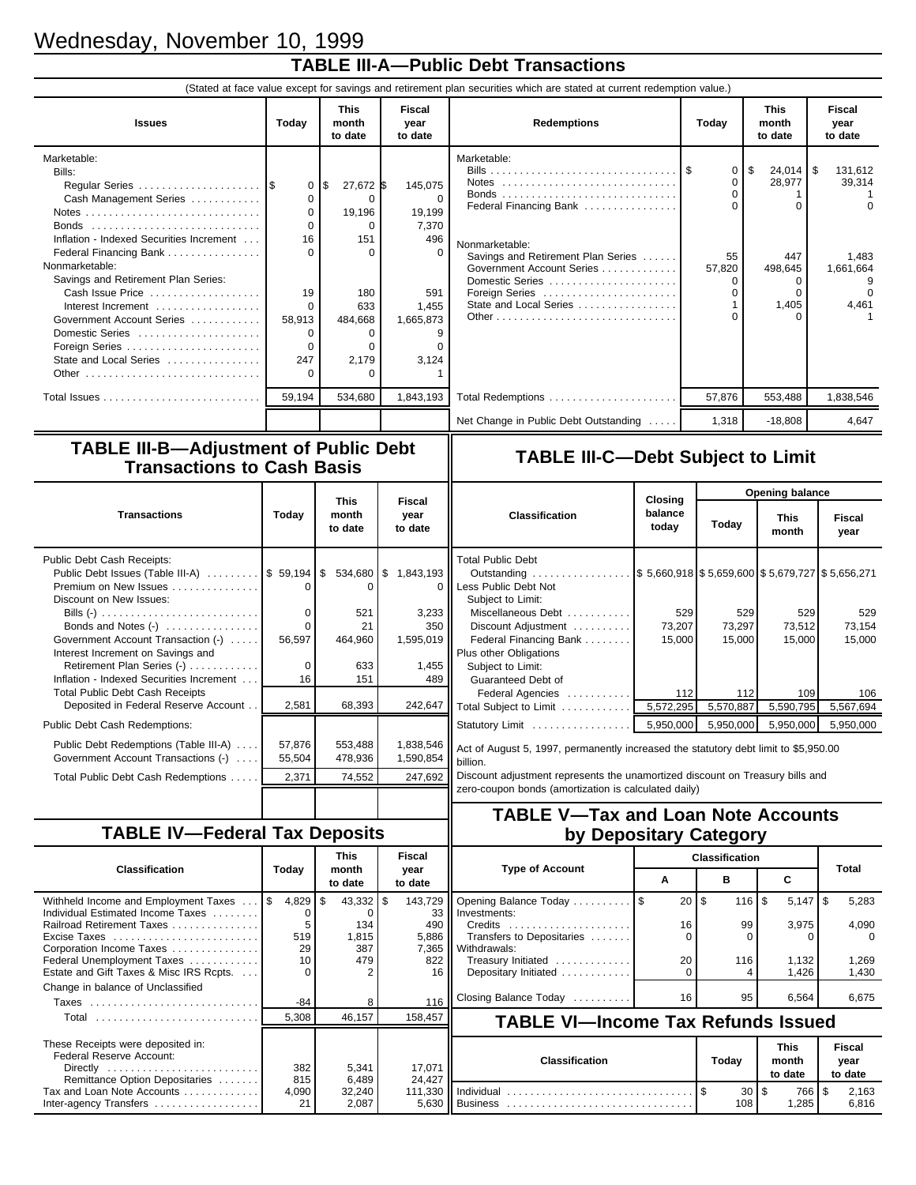Wednesday, November 10, 1999

## TABLE III-A—Public Debt Transactions

(Stated at face value except for savings and retirement plan securities which are stated at current redemption value.)

| Issues | Today | This month to date | Fiscal year to date |
|---|---|---|---|
| Marketable: | | | |
| Bills: | | | |
| Regular Series | $ 0 | $ 27,672 | $ 145,075 |
| Cash Management Series | 0 | 0 | 0 |
| Notes | 0 | 19,196 | 19,199 |
| Bonds | 0 | 0 | 7,370 |
| Inflation - Indexed Securities Increment | 16 | 151 | 496 |
| Federal Financing Bank | 0 | 0 | 0 |
| Nonmarketable: | | | |
| Savings and Retirement Plan Series: | | | |
| Cash Issue Price | 19 | 180 | 591 |
| Interest Increment | 0 | 633 | 1,455 |
| Government Account Series | 58,913 | 484,668 | 1,665,873 |
| Domestic Series | 0 | 0 | 9 |
| Foreign Series | 0 | 0 | 0 |
| State and Local Series | 247 | 2,179 | 3,124 |
| Other | 0 | 0 | 1 |
| Total Issues | 59,194 | 534,680 | 1,843,193 |

| Redemptions | Today | This month to date | Fiscal year to date |
|---|---|---|---|
| Marketable: | | | |
| Bills | $ 0 | $ 24,014 | $ 131,612 |
| Notes | 0 | 28,977 | 39,314 |
| Bonds | 0 | 1 | 1 |
| Federal Financing Bank | 0 | 0 | 0 |
| Nonmarketable: | | | |
| Savings and Retirement Plan Series | 55 | 447 | 1,483 |
| Government Account Series | 57,820 | 498,645 | 1,661,664 |
| Domestic Series | 0 | 0 | 9 |
| Foreign Series | 0 | 0 | 0 |
| State and Local Series | 1 | 1,405 | 4,461 |
| Other | 0 | 0 | 1 |
| Total Redemptions | 57,876 | 553,488 | 1,838,546 |
| Net Change in Public Debt Outstanding | 1,318 | -18,808 | 4,647 |

## TABLE III-B—Adjustment of Public Debt Transactions to Cash Basis

| Transactions | Today | This month to date | Fiscal year to date |
|---|---|---|---|
| Public Debt Cash Receipts: | | | |
| Public Debt Issues (Table III-A) | $ 59,194 | $ 534,680 | $ 1,843,193 |
| Premium on New Issues | 0 | 0 | 0 |
| Discount on New Issues: | | | |
| Bills (-) | 0 | 521 | 3,233 |
| Bonds and Notes (-) | 0 | 21 | 350 |
| Government Account Transaction (-) | 56,597 | 464,960 | 1,595,019 |
| Interest Increment on Savings and Retirement Plan Series (-) | 0 | 633 | 1,455 |
| Inflation - Indexed Securities Increment | 16 | 151 | 489 |
| Total Public Debt Cash Receipts Deposited in Federal Reserve Account | 2,581 | 68,393 | 242,647 |
| Public Debt Cash Redemptions: | | | |
| Public Debt Redemptions (Table III-A) | 57,876 | 553,488 | 1,838,546 |
| Government Account Transactions (-) | 55,504 | 478,936 | 1,590,854 |
| Total Public Debt Cash Redemptions | 2,371 | 74,552 | 247,692 |

## TABLE III-C—Debt Subject to Limit

| Classification | Closing balance today | Opening balance Today | Opening balance This month | Opening balance Fiscal year |
|---|---|---|---|---|
| Total Public Debt Outstanding | $ 5,660,918 | $ 5,659,600 | $ 5,679,727 | $ 5,656,271 |
| Less Public Debt Not Subject to Limit: | | | | |
| Miscellaneous Debt | 529 | 529 | 529 | 529 |
| Discount Adjustment | 73,207 | 73,297 | 73,512 | 73,154 |
| Federal Financing Bank | 15,000 | 15,000 | 15,000 | 15,000 |
| Plus other Obligations Subject to Limit: | | | | |
| Guaranteed Debt of Federal Agencies | 112 | 112 | 109 | 106 |
| Total Subject to Limit | 5,572,295 | 5,570,887 | 5,590,795 | 5,567,694 |
| Statutory Limit | 5,950,000 | 5,950,000 | 5,950,000 | 5,950,000 |

Act of August 5, 1997, permanently increased the statutory debt limit to $5,950.00 billion.

Discount adjustment represents the unamortized discount on Treasury bills and zero-coupon bonds (amortization is calculated daily)

## TABLE IV—Federal Tax Deposits

| Classification | Today | This month to date | Fiscal year to date |
|---|---|---|---|
| Withheld Income and Employment Taxes | $ 4,829 | $ 43,332 | $ 143,729 |
| Individual Estimated Income Taxes | 0 | 0 | 33 |
| Railroad Retirement Taxes | 5 | 134 | 490 |
| Excise Taxes | 519 | 1,815 | 5,886 |
| Corporation Income Taxes | 29 | 387 | 7,365 |
| Federal Unemployment Taxes | 10 | 479 | 822 |
| Estate and Gift Taxes & Misc IRS Rcpts. | 0 | 2 | 16 |
| Change in balance of Unclassified Taxes | -84 | 8 | 116 |
| Total | 5,308 | 46,157 | 158,457 |
| These Receipts were deposited in: | | | |
| Federal Reserve Account: | | | |
| Directly | 382 | 5,341 | 17,071 |
| Remittance Option Depositaries | 815 | 6,489 | 24,427 |
| Tax and Loan Note Accounts | 4,090 | 32,240 | 111,330 |
| Inter-agency Transfers | 21 | 2,087 | 5,630 |

## TABLE V—Tax and Loan Note Accounts by Depositary Category

| Type of Account | Classification A | Classification B | Classification C | Total |
|---|---|---|---|---|
| Opening Balance Today | $ 20 | $ 116 | $ 5,147 | $ 5,283 |
| Investments: | | | | |
| Credits | 16 | 99 | 3,975 | 4,090 |
| Transfers to Depositaries | 0 | 0 | 0 | 0 |
| Withdrawals: | | | | |
| Treasury Initiated | 20 | 116 | 1,132 | 1,269 |
| Depositary Initiated | 0 | 4 | 1,426 | 1,430 |
| Closing Balance Today | 16 | 95 | 6,564 | 6,675 |

## TABLE VI—Income Tax Refunds Issued

| Classification | Today | This month to date | Fiscal year to date |
|---|---|---|---|
| Individual | $ 30 | $ 766 | $ 2,163 |
| Business | 108 | 1,285 | 6,816 |